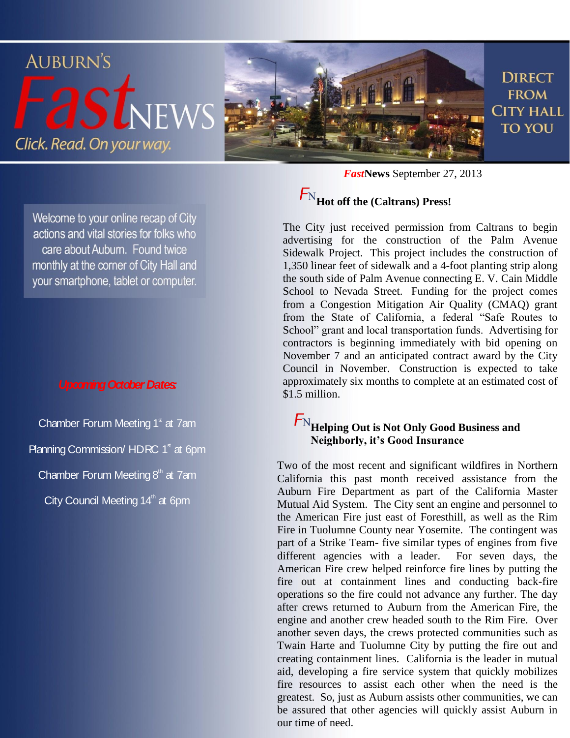# AUBURN'S *Fast*NEWS

*Click. Read. On your way.*

DIRECT FROM CITY HALL TO YOU

Welcome to your online recap of City actions and vital stories for folks who care about Auburn. Found twice monthly at the corner of City Hall and your smartphone, tablet or computer.

***Upcoming October Dates:***

Chamber Forum Meeting 1st at 7am

Planning Commission/ HDRC 1st at 6pm

Chamber Forum Meeting 8th at 7am

City Council Meeting 14th at 6pm

***Fast*News** September 27, 2013

## FN Hot off the (Caltrans) Press!

The City just received permission from Caltrans to begin advertising for the construction of the Palm Avenue Sidewalk Project. This project includes the construction of 1,350 linear feet of sidewalk and a 4-foot planting strip along the south side of Palm Avenue connecting E. V. Cain Middle School to Nevada Street. Funding for the project comes from a Congestion Mitigation Air Quality (CMAQ) grant from the State of California, a federal "Safe Routes to School" grant and local transportation funds. Advertising for contractors is beginning immediately with bid opening on November 7 and an anticipated contract award by the City Council in November. Construction is expected to take approximately six months to complete at an estimated cost of $1.5 million.

## FN Helping Out is Not Only Good Business and Neighborly, it's Good Insurance

Two of the most recent and significant wildfires in Northern California this past month received assistance from the Auburn Fire Department as part of the California Master Mutual Aid System. The City sent an engine and personnel to the American Fire just east of Foresthill, as well as the Rim Fire in Tuolumne County near Yosemite. The contingent was part of a Strike Team- five similar types of engines from five different agencies with a leader. For seven days, the American Fire crew helped reinforce fire lines by putting the fire out at containment lines and conducting back-fire operations so the fire could not advance any further. The day after crews returned to Auburn from the American Fire, the engine and another crew headed south to the Rim Fire. Over another seven days, the crews protected communities such as Twain Harte and Tuolumne City by putting the fire out and creating containment lines. California is the leader in mutual aid, developing a fire service system that quickly mobilizes fire resources to assist each other when the need is the greatest. So, just as Auburn assists other communities, we can be assured that other agencies will quickly assist Auburn in our time of need.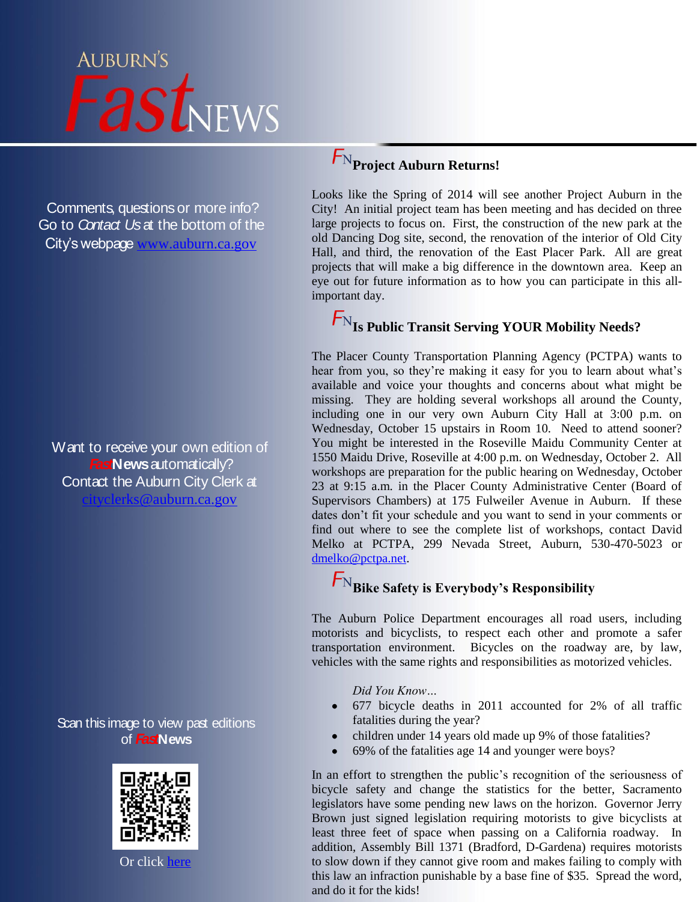# AUBURN'S FastNEWS

Comments, questions or more info? Go to *Contact Us* at the bottom of the City's webpage www.auburn.ca.gov

Want to receive your own edition of FastNews automatically? Contact the Auburn City Clerk at cityclerks@auburn.ca.gov

Scan this image to view past editions of FastNews

Or click here

## FN Project Auburn Returns!

Looks like the Spring of 2014 will see another Project Auburn in the City! An initial project team has been meeting and has decided on three large projects to focus on. First, the construction of the new park at the old Dancing Dog site, second, the renovation of the interior of Old City Hall, and third, the renovation of the East Placer Park. All are great projects that will make a big difference in the downtown area. Keep an eye out for future information as to how you can participate in this all-important day.

## FN Is Public Transit Serving YOUR Mobility Needs?

The Placer County Transportation Planning Agency (PCTPA) wants to hear from you, so they're making it easy for you to learn about what's available and voice your thoughts and concerns about what might be missing. They are holding several workshops all around the County, including one in our very own Auburn City Hall at 3:00 p.m. on Wednesday, October 15 upstairs in Room 10. Need to attend sooner? You might be interested in the Roseville Maidu Community Center at 1550 Maidu Drive, Roseville at 4:00 p.m. on Wednesday, October 2. All workshops are preparation for the public hearing on Wednesday, October 23 at 9:15 a.m. in the Placer County Administrative Center (Board of Supervisors Chambers) at 175 Fulweiler Avenue in Auburn. If these dates don't fit your schedule and you want to send in your comments or find out where to see the complete list of workshops, contact David Melko at PCTPA, 299 Nevada Street, Auburn, 530-470-5023 or dmelko@pctpa.net.

## FN Bike Safety is Everybody's Responsibility

The Auburn Police Department encourages all road users, including motorists and bicyclists, to respect each other and promote a safer transportation environment. Bicycles on the roadway are, by law, vehicles with the same rights and responsibilities as motorized vehicles.

*Did You Know…*

- 677 bicycle deaths in 2011 accounted for 2% of all traffic fatalities during the year?
- children under 14 years old made up 9% of those fatalities?
- 69% of the fatalities age 14 and younger were boys?

In an effort to strengthen the public's recognition of the seriousness of bicycle safety and change the statistics for the better, Sacramento legislators have some pending new laws on the horizon. Governor Jerry Brown just signed legislation requiring motorists to give bicyclists at least three feet of space when passing on a California roadway. In addition, Assembly Bill 1371 (Bradford, D-Gardena) requires motorists to slow down if they cannot give room and makes failing to comply with this law an infraction punishable by a base fine of $35. Spread the word, and do it for the kids!